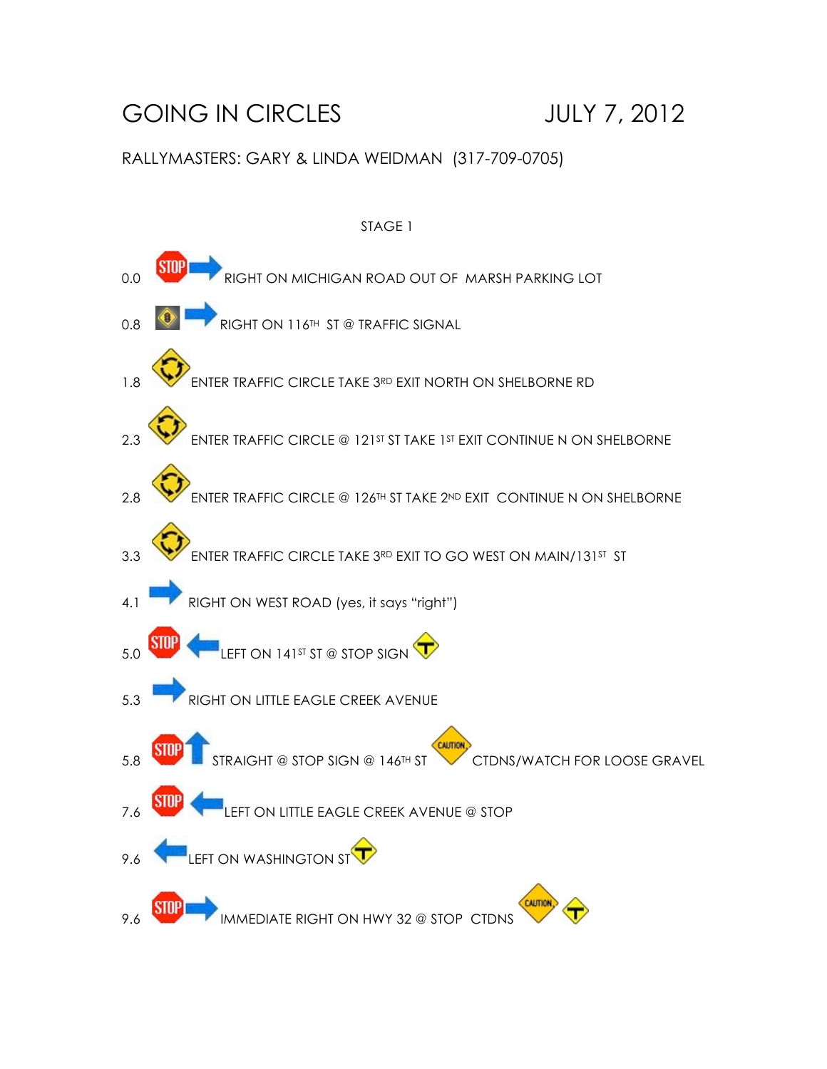# GOING IN CIRCLES JULY 7, 2012

RALLYMASTERS: GARY & LINDA WEIDMAN (317-709-0705)

STAGE 1

0.0 RIGHT ON MICHIGAN ROAD OUT OF MARSH PARKING LOT

0.8 RIGHT ON 116TH ST @ TRAFFIC SIGNAL

1.8 ENTER TRAFFIC CIRCLE TAKE 3RD EXIT NORTH ON SHELBORNE RD

2.3 ENTER TRAFFIC CIRCLE @ 121ST ST TAKE 1ST EXIT CONTINUE N ON SHELBORNE

2.8 ENTER TRAFFIC CIRCLE @ 126TH ST TAKE 2ND EXIT CONTINUE N ON SHELBORNE

3.3 ENTER TRAFFIC CIRCLE TAKE 3RD EXIT TO GO WEST ON MAIN/131ST ST

4.1 RIGHT ON WEST ROAD (yes, it says "right")

5.0 LEFT ON 141ST ST @ STOP SIGN

5.3 RIGHT ON LITTLE EAGLE CREEK AVENUE

5.8 STRAIGHT @ STOP SIGN @ 146TH ST CAUTION CTDNS/WATCH FOR LOOSE GRAVEL

7.6 LEFT ON LITTLE EAGLE CREEK AVENUE @ STOP

9.6 LEFT ON WASHINGTON ST

9.6 IMMEDIATE RIGHT ON HWY 32 @ STOP CTDNS CAUTION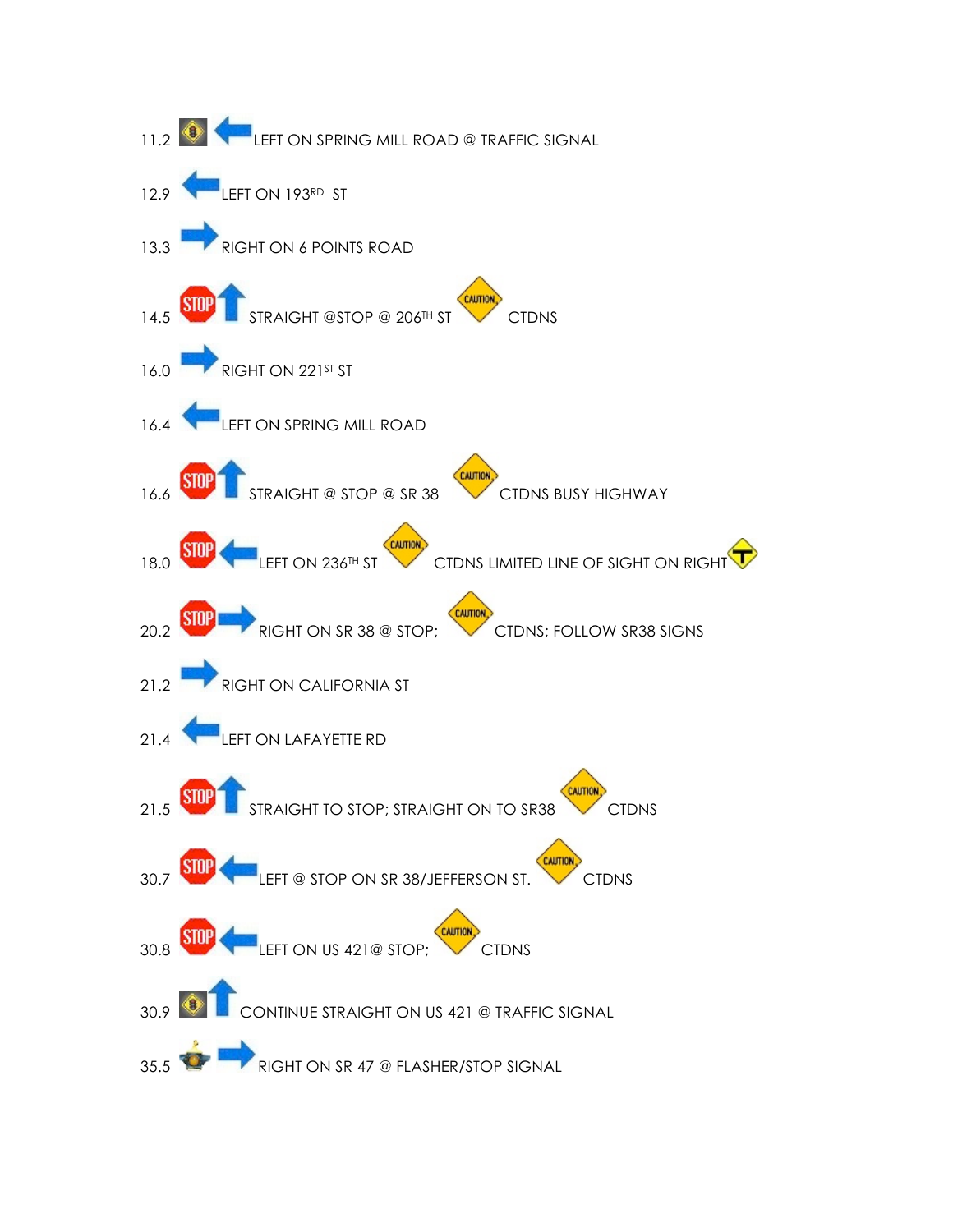11.2 LEFT ON SPRING MILL ROAD @ TRAFFIC SIGNAL

12.9 LEFT ON 193RD ST

13.3 RIGHT ON 6 POINTS ROAD

14.5 STRAIGHT @STOP @ 206TH ST CTDNS

16.0 RIGHT ON 221ST ST

16.4 LEFT ON SPRING MILL ROAD

16.6 STRAIGHT @ STOP @ SR 38 CTDNS BUSY HIGHWAY

18.0 LEFT ON 236TH ST CTDNS LIMITED LINE OF SIGHT ON RIGHT

20.2 RIGHT ON SR 38 @ STOP; CTDNS; FOLLOW SR38 SIGNS

21.2 RIGHT ON CALIFORNIA ST

21.4 LEFT ON LAFAYETTE RD

21.5 STRAIGHT TO STOP; STRAIGHT ON TO SR38 CTDNS

30.7 LEFT @ STOP ON SR 38/JEFFERSON ST. CTDNS

30.8 LEFT ON US 421@ STOP; CTDNS

30.9 CONTINUE STRAIGHT ON US 421 @ TRAFFIC SIGNAL

35.5 RIGHT ON SR 47 @ FLASHER/STOP SIGNAL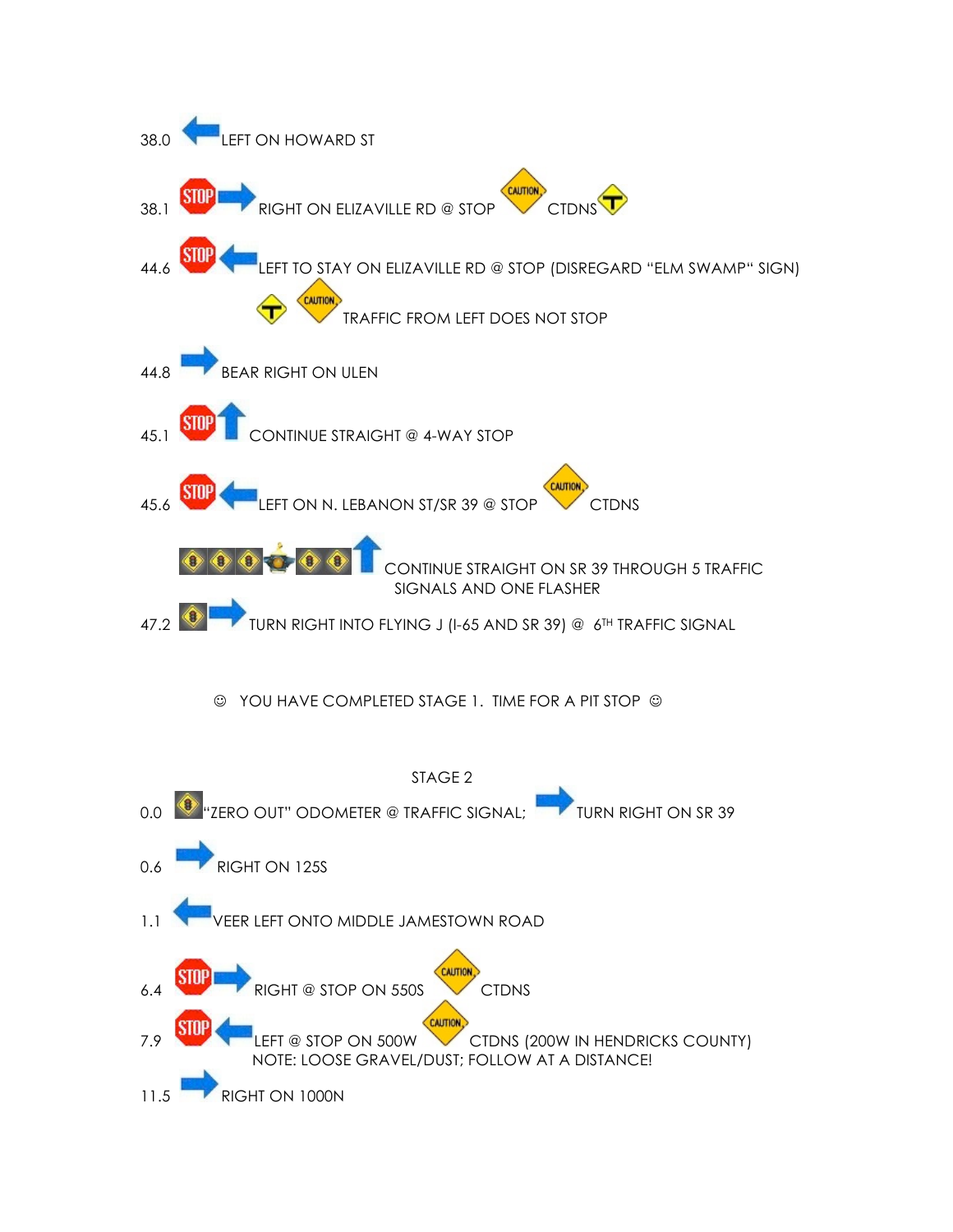38.0 LEFT ON HOWARD ST

38.1 RIGHT ON ELIZAVILLE RD @ STOP CTDNS

44.6 LEFT TO STAY ON ELIZAVILLE RD @ STOP (DISREGARD "ELM SWAMP" SIGN)
TRAFFIC FROM LEFT DOES NOT STOP

44.8 BEAR RIGHT ON ULEN

45.1 CONTINUE STRAIGHT @ 4-WAY STOP

45.6 LEFT ON N. LEBANON ST/SR 39 @ STOP CTDNS

CONTINUE STRAIGHT ON SR 39 THROUGH 5 TRAFFIC SIGNALS AND ONE FLASHER

47.2 TURN RIGHT INTO FLYING J (I-65 AND SR 39) @ 6TH TRAFFIC SIGNAL

☺ YOU HAVE COMPLETED STAGE 1. TIME FOR A PIT STOP ☺

## STAGE 2

0.0 "ZERO OUT" ODOMETER @ TRAFFIC SIGNAL; TURN RIGHT ON SR 39

0.6 RIGHT ON 125S

1.1 VEER LEFT ONTO MIDDLE JAMESTOWN ROAD

6.4 RIGHT @ STOP ON 550S CTDNS

7.9 LEFT @ STOP ON 500W CTDNS (200W IN HENDRICKS COUNTY)
NOTE: LOOSE GRAVEL/DUST; FOLLOW AT A DISTANCE!

11.5 RIGHT ON 1000N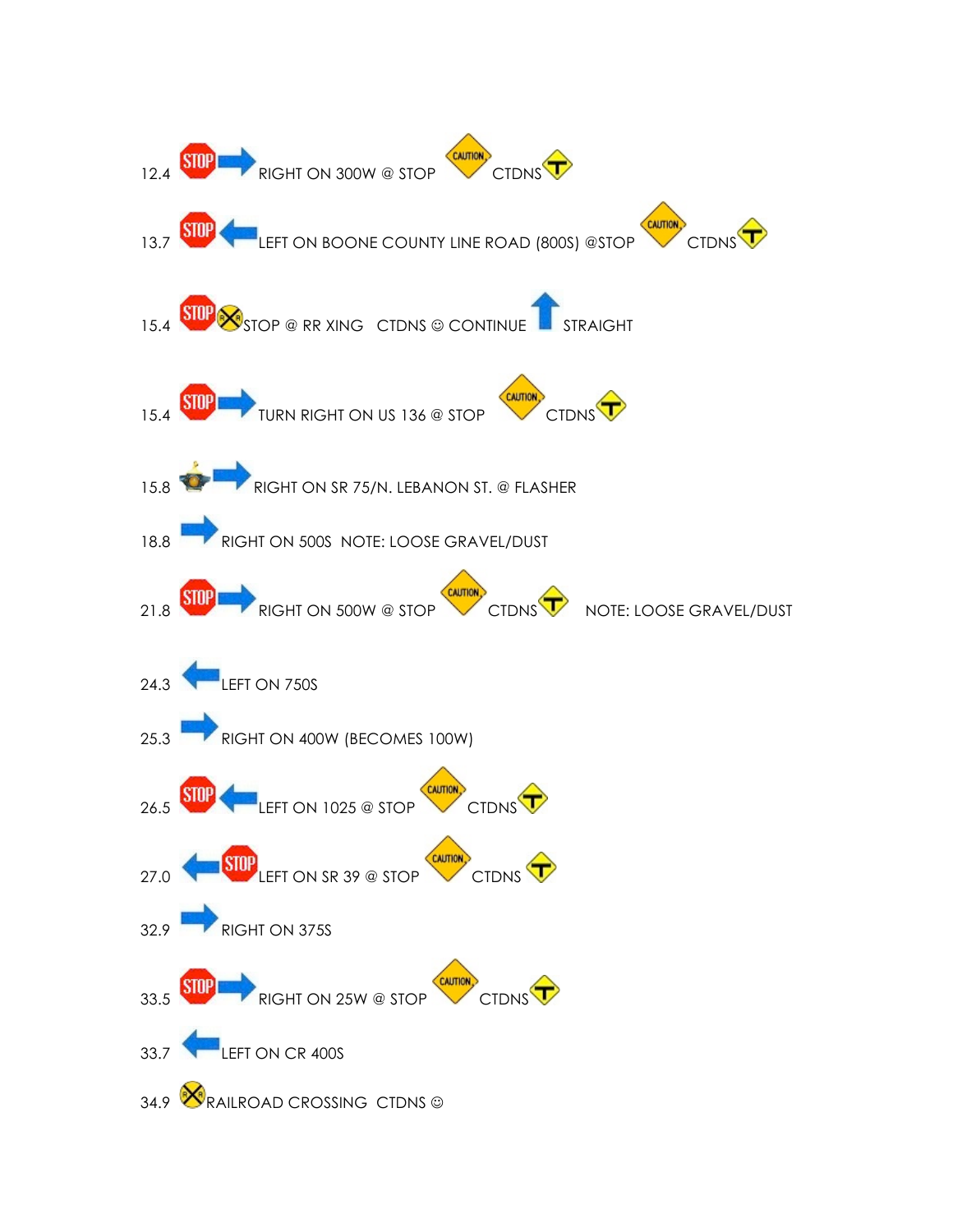12.4 RIGHT ON 300W @ STOP CTDNS

13.7 LEFT ON BOONE COUNTY LINE ROAD (800S) @STOP CTDNS

15.4 STOP @ RR XING CTDNS ☺ CONTINUE STRAIGHT

15.4 TURN RIGHT ON US 136 @ STOP CTDNS

15.8 RIGHT ON SR 75/N. LEBANON ST. @ FLASHER

18.8 RIGHT ON 500S NOTE: LOOSE GRAVEL/DUST

21.8 RIGHT ON 500W @ STOP CTDNS NOTE: LOOSE GRAVEL/DUST

24.3 LEFT ON 750S

25.3 RIGHT ON 400W (BECOMES 100W)

26.5 LEFT ON 1025 @ STOP CTDNS

27.0 LEFT ON SR 39 @ STOP CTDNS

32.9 RIGHT ON 375S

33.5 RIGHT ON 25W @ STOP CTDNS

33.7 LEFT ON CR 400S

34.9 RAILROAD CROSSING CTDNS ☺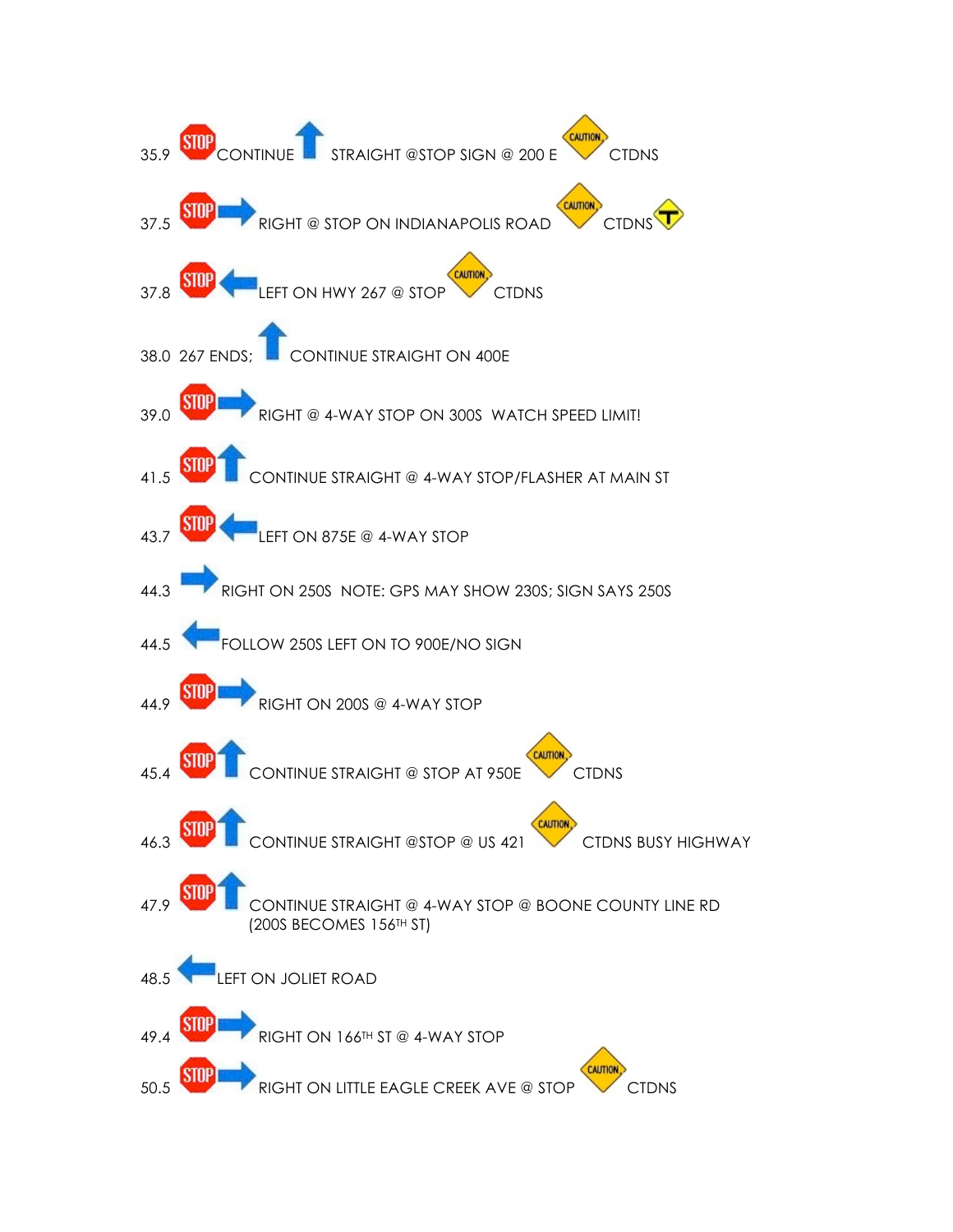35.9 CONTINUE STRAIGHT @STOP SIGN @ 200 E CTDNS

37.5 RIGHT @ STOP ON INDIANAPOLIS ROAD CTDNS

37.8 LEFT ON HWY 267 @ STOP CTDNS

38.0 267 ENDS; CONTINUE STRAIGHT ON 400E

39.0 RIGHT @ 4-WAY STOP ON 300S WATCH SPEED LIMIT!

41.5 CONTINUE STRAIGHT @ 4-WAY STOP/FLASHER AT MAIN ST

43.7 LEFT ON 875E @ 4-WAY STOP

44.3 RIGHT ON 250S NOTE: GPS MAY SHOW 230S; SIGN SAYS 250S

44.5 FOLLOW 250S LEFT ON TO 900E/NO SIGN

44.9 RIGHT ON 200S @ 4-WAY STOP

45.4 CONTINUE STRAIGHT @ STOP AT 950E CTDNS

46.3 CONTINUE STRAIGHT @STOP @ US 421 CTDNS BUSY HIGHWAY

47.9 CONTINUE STRAIGHT @ 4-WAY STOP @ BOONE COUNTY LINE RD (200S BECOMES 156TH ST)

48.5 LEFT ON JOLIET ROAD

49.4 RIGHT ON 166TH ST @ 4-WAY STOP

50.5 RIGHT ON LITTLE EAGLE CREEK AVE @ STOP CTDNS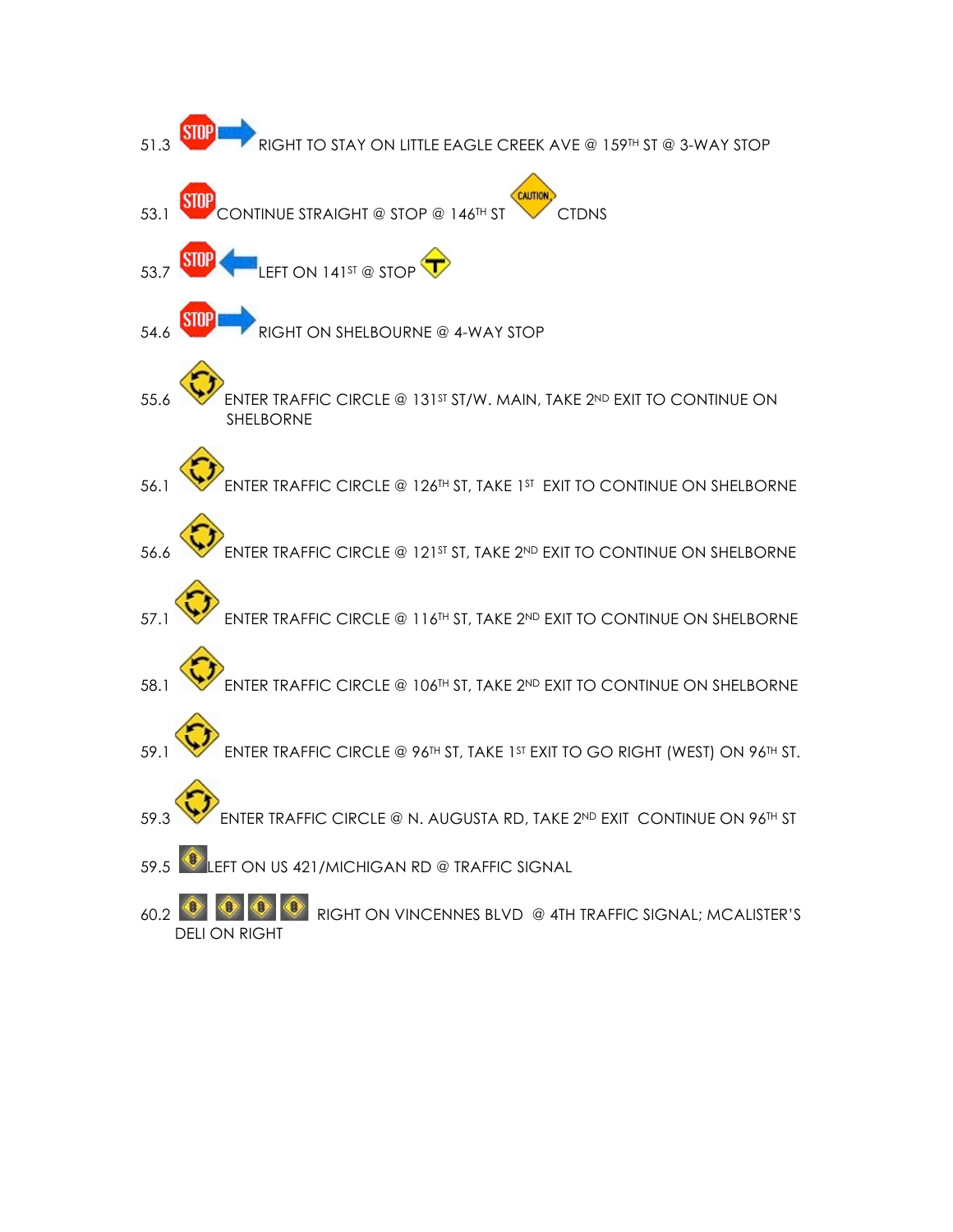51.3 RIGHT TO STAY ON LITTLE EAGLE CREEK AVE @ 159TH ST @ 3-WAY STOP

53.1 CONTINUE STRAIGHT @ STOP @ 146TH ST CTDNS

53.7 LEFT ON 141ST @ STOP

54.6 RIGHT ON SHELBOURNE @ 4-WAY STOP

55.6 ENTER TRAFFIC CIRCLE @ 131ST ST/W. MAIN, TAKE 2ND EXIT TO CONTINUE ON SHELBORNE

56.1 ENTER TRAFFIC CIRCLE @ 126TH ST, TAKE 1ST EXIT TO CONTINUE ON SHELBORNE

56.6 ENTER TRAFFIC CIRCLE @ 121ST ST, TAKE 2ND EXIT TO CONTINUE ON SHELBORNE

57.1 ENTER TRAFFIC CIRCLE @ 116TH ST, TAKE 2ND EXIT TO CONTINUE ON SHELBORNE

58.1 ENTER TRAFFIC CIRCLE @ 106TH ST, TAKE 2ND EXIT TO CONTINUE ON SHELBORNE

59.1 ENTER TRAFFIC CIRCLE @ 96TH ST, TAKE 1ST EXIT TO GO RIGHT (WEST) ON 96TH ST.

59.3 ENTER TRAFFIC CIRCLE @ N. AUGUSTA RD, TAKE 2ND EXIT CONTINUE ON 96TH ST

59.5 LEFT ON US 421/MICHIGAN RD @ TRAFFIC SIGNAL

60.2 RIGHT ON VINCENNES BLVD @ 4TH TRAFFIC SIGNAL; MCALISTER'S DELI ON RIGHT